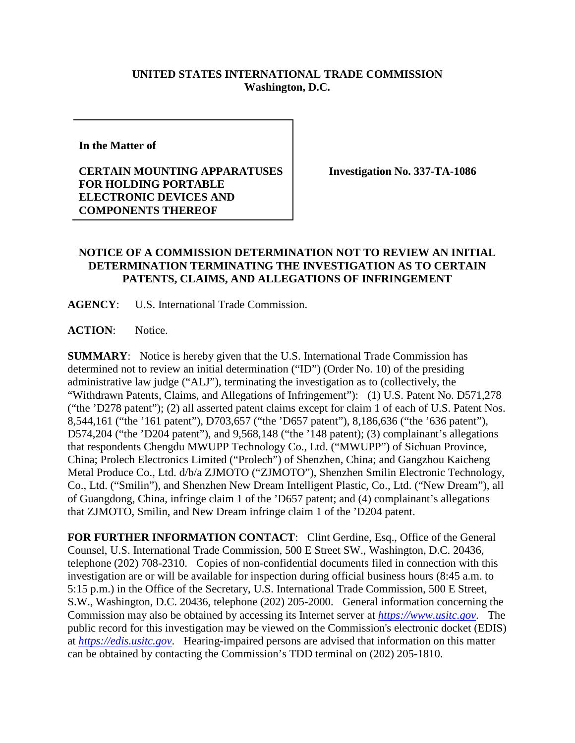**UNITED STATES INTERNATIONAL TRADE COMMISSION**
**Washington, D.C.**

| In the Matter of<br><br>**CERTAIN MOUNTING APPARATUSES FOR HOLDING PORTABLE ELECTRONIC DEVICES AND COMPONENTS THEREOF** | **Investigation No. 337-TA-1086** |
|---|---|

**NOTICE OF A COMMISSION DETERMINATION NOT TO REVIEW AN INITIAL DETERMINATION TERMINATING THE INVESTIGATION AS TO CERTAIN PATENTS, CLAIMS, AND ALLEGATIONS OF INFRINGEMENT**

**AGENCY**: U.S. International Trade Commission.

**ACTION**: Notice.

**SUMMARY**: Notice is hereby given that the U.S. International Trade Commission has determined not to review an initial determination ("ID") (Order No. 10) of the presiding administrative law judge ("ALJ"), terminating the investigation as to (collectively, the "Withdrawn Patents, Claims, and Allegations of Infringement"): (1) U.S. Patent No. D571,278 ("the 'D278 patent"); (2) all asserted patent claims except for claim 1 of each of U.S. Patent Nos. 8,544,161 ("the '161 patent"), D703,657 ("the 'D657 patent"), 8,186,636 ("the '636 patent"), D574,204 ("the 'D204 patent"), and 9,568,148 ("the '148 patent); (3) complainant's allegations that respondents Chengdu MWUPP Technology Co., Ltd. ("MWUPP") of Sichuan Province, China; Prolech Electronics Limited ("Prolech") of Shenzhen, China; and Gangzhou Kaicheng Metal Produce Co., Ltd. d/b/a ZJMOTO ("ZJMOTO"), Shenzhen Smilin Electronic Technology, Co., Ltd. ("Smilin"), and Shenzhen New Dream Intelligent Plastic, Co., Ltd. ("New Dream"), all of Guangdong, China, infringe claim 1 of the 'D657 patent; and (4) complainant's allegations that ZJMOTO, Smilin, and New Dream infringe claim 1 of the 'D204 patent.

**FOR FURTHER INFORMATION CONTACT**: Clint Gerdine, Esq., Office of the General Counsel, U.S. International Trade Commission, 500 E Street SW., Washington, D.C. 20436, telephone (202) 708-2310. Copies of non-confidential documents filed in connection with this investigation are or will be available for inspection during official business hours (8:45 a.m. to 5:15 p.m.) in the Office of the Secretary, U.S. International Trade Commission, 500 E Street, S.W., Washington, D.C. 20436, telephone (202) 205-2000. General information concerning the Commission may also be obtained by accessing its Internet server at *https://www.usitc.gov*. The public record for this investigation may be viewed on the Commission's electronic docket (EDIS) at *https://edis.usitc.gov*. Hearing-impaired persons are advised that information on this matter can be obtained by contacting the Commission's TDD terminal on (202) 205-1810.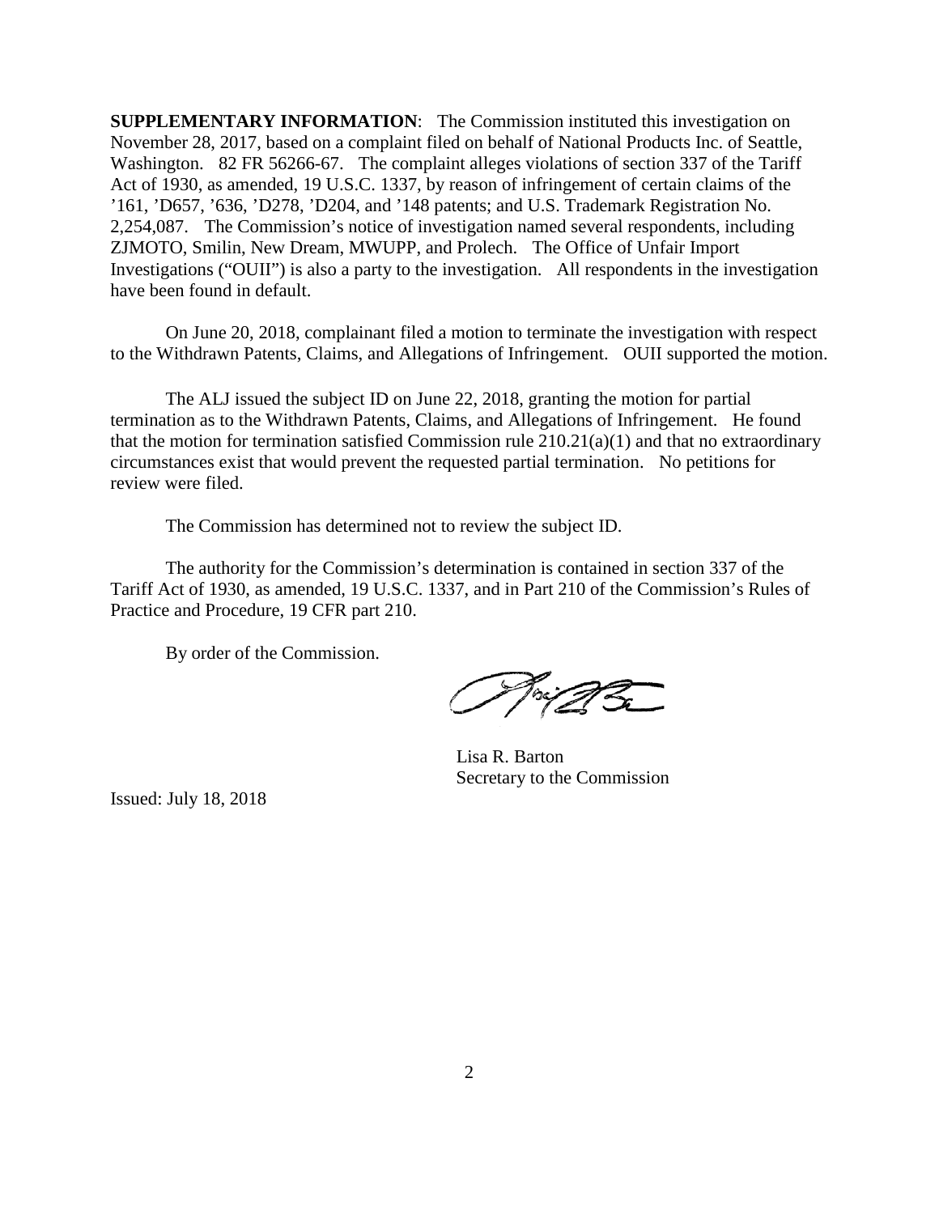**SUPPLEMENTARY INFORMATION**: The Commission instituted this investigation on November 28, 2017, based on a complaint filed on behalf of National Products Inc. of Seattle, Washington. 82 FR 56266-67. The complaint alleges violations of section 337 of the Tariff Act of 1930, as amended, 19 U.S.C. 1337, by reason of infringement of certain claims of the ’161, ’D657, ’636, ’D278, ’D204, and ’148 patents; and U.S. Trademark Registration No. 2,254,087. The Commission’s notice of investigation named several respondents, including ZJMOTO, Smilin, New Dream, MWUPP, and Prolech. The Office of Unfair Import Investigations (“OUII”) is also a party to the investigation. All respondents in the investigation have been found in default.

On June 20, 2018, complainant filed a motion to terminate the investigation with respect to the Withdrawn Patents, Claims, and Allegations of Infringement. OUII supported the motion.

The ALJ issued the subject ID on June 22, 2018, granting the motion for partial termination as to the Withdrawn Patents, Claims, and Allegations of Infringement. He found that the motion for termination satisfied Commission rule 210.21(a)(1) and that no extraordinary circumstances exist that would prevent the requested partial termination. No petitions for review were filed.

The Commission has determined not to review the subject ID.

The authority for the Commission’s determination is contained in section 337 of the Tariff Act of 1930, as amended, 19 U.S.C. 1337, and in Part 210 of the Commission’s Rules of Practice and Procedure, 19 CFR part 210.

By order of the Commission.

Lisa R. Barton
Secretary to the Commission

Issued: July 18, 2018